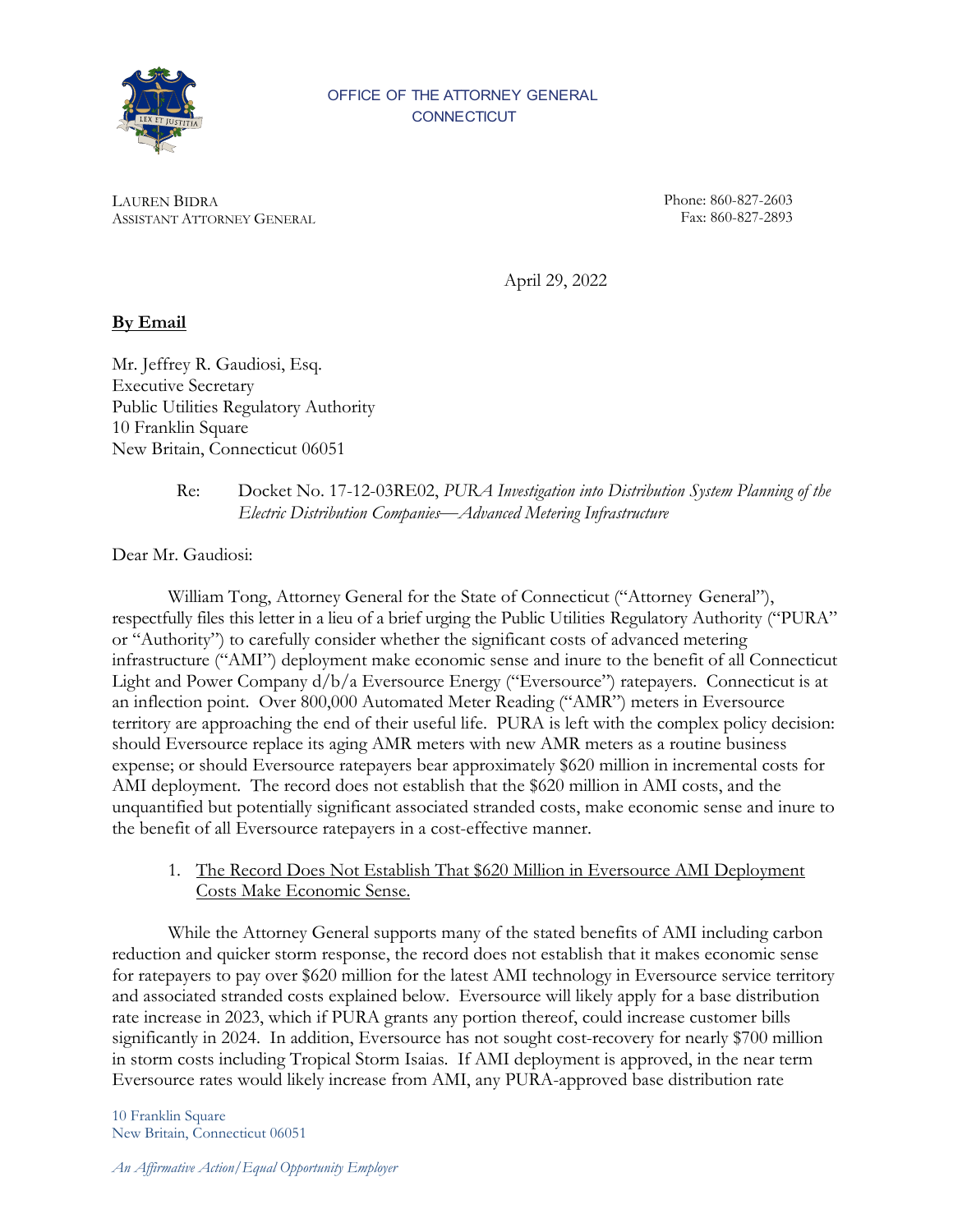OFFICE OF THE ATTORNEY GENERAL
CONNECTICUT

LAUREN BIDRA
ASSISTANT ATTORNEY GENERAL

Phone: 860-827-2603
Fax: 860-827-2893

April 29, 2022

**By Email**

Mr. Jeffrey R. Gaudiosi, Esq.
Executive Secretary
Public Utilities Regulatory Authority
10 Franklin Square
New Britain, Connecticut 06051

Re: Docket No. 17-12-03RE02, *PURA Investigation into Distribution System Planning of the Electric Distribution Companies—Advanced Metering Infrastructure*

Dear Mr. Gaudiosi:

William Tong, Attorney General for the State of Connecticut ("Attorney General"), respectfully files this letter in a lieu of a brief urging the Public Utilities Regulatory Authority ("PURA" or "Authority") to carefully consider whether the significant costs of advanced metering infrastructure ("AMI") deployment make economic sense and inure to the benefit of all Connecticut Light and Power Company d/b/a Eversource Energy ("Eversource") ratepayers. Connecticut is at an inflection point. Over 800,000 Automated Meter Reading ("AMR") meters in Eversource territory are approaching the end of their useful life. PURA is left with the complex policy decision: should Eversource replace its aging AMR meters with new AMR meters as a routine business expense; or should Eversource ratepayers bear approximately $620 million in incremental costs for AMI deployment. The record does not establish that the $620 million in AMI costs, and the unquantified but potentially significant associated stranded costs, make economic sense and inure to the benefit of all Eversource ratepayers in a cost-effective manner.

1. <u>The Record Does Not Establish That $620 Million in Eversource AMI Deployment Costs Make Economic Sense.</u>

While the Attorney General supports many of the stated benefits of AMI including carbon reduction and quicker storm response, the record does not establish that it makes economic sense for ratepayers to pay over $620 million for the latest AMI technology in Eversource service territory and associated stranded costs explained below. Eversource will likely apply for a base distribution rate increase in 2023, which if PURA grants any portion thereof, could increase customer bills significantly in 2024. In addition, Eversource has not sought cost-recovery for nearly $700 million in storm costs including Tropical Storm Isaias. If AMI deployment is approved, in the near term Eversource rates would likely increase from AMI, any PURA-approved base distribution rate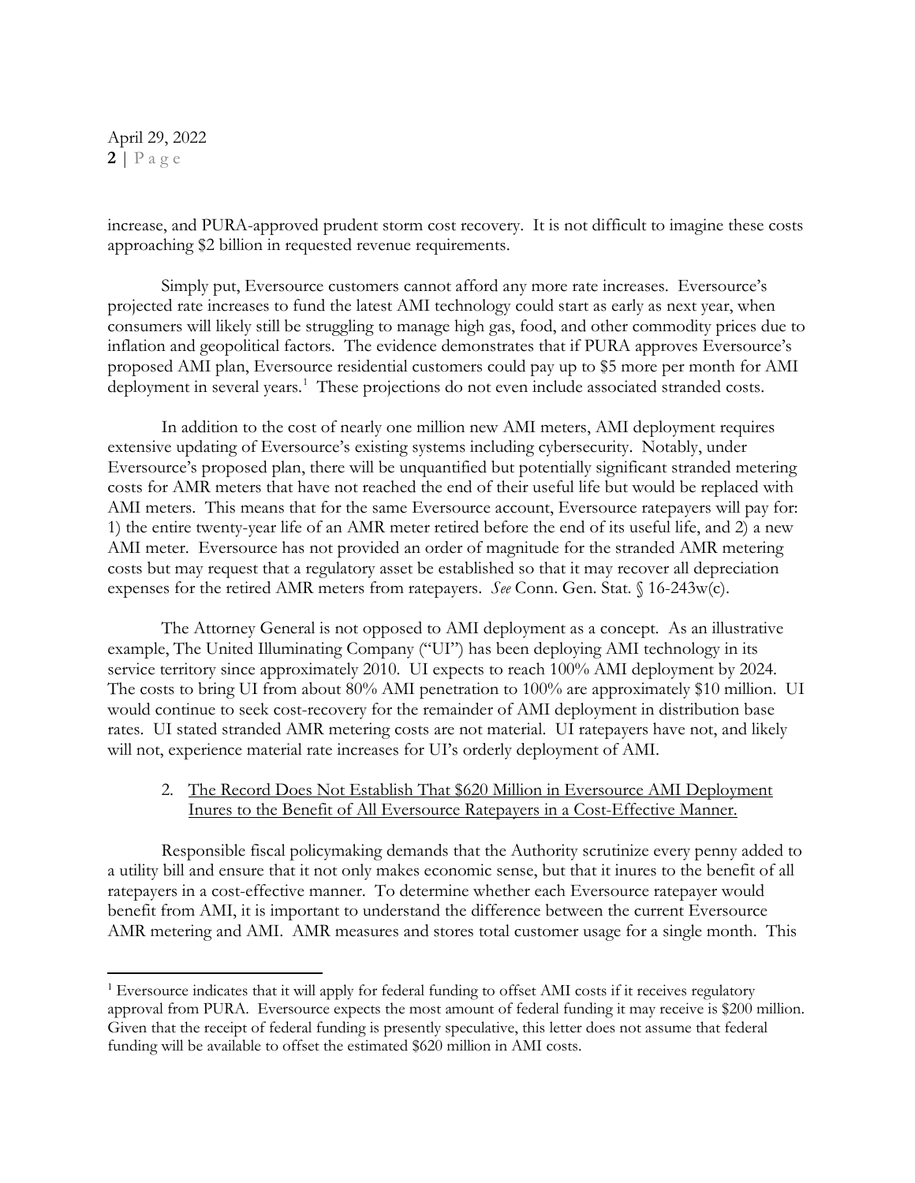increase, and PURA-approved prudent storm cost recovery. It is not difficult to imagine these costs approaching $2 billion in requested revenue requirements.

Simply put, Eversource customers cannot afford any more rate increases. Eversource's projected rate increases to fund the latest AMI technology could start as early as next year, when consumers will likely still be struggling to manage high gas, food, and other commodity prices due to inflation and geopolitical factors. The evidence demonstrates that if PURA approves Eversource's proposed AMI plan, Eversource residential customers could pay up to $5 more per month for AMI deployment in several years.[1] These projections do not even include associated stranded costs.

In addition to the cost of nearly one million new AMI meters, AMI deployment requires extensive updating of Eversource's existing systems including cybersecurity. Notably, under Eversource's proposed plan, there will be unquantified but potentially significant stranded metering costs for AMR meters that have not reached the end of their useful life but would be replaced with AMI meters. This means that for the same Eversource account, Eversource ratepayers will pay for: 1) the entire twenty-year life of an AMR meter retired before the end of its useful life, and 2) a new AMI meter. Eversource has not provided an order of magnitude for the stranded AMR metering costs but may request that a regulatory asset be established so that it may recover all depreciation expenses for the retired AMR meters from ratepayers. *See* Conn. Gen. Stat. § 16-243w(c).

The Attorney General is not opposed to AMI deployment as a concept. As an illustrative example, The United Illuminating Company ("UI") has been deploying AMI technology in its service territory since approximately 2010. UI expects to reach 100% AMI deployment by 2024. The costs to bring UI from about 80% AMI penetration to 100% are approximately $10 million. UI would continue to seek cost-recovery for the remainder of AMI deployment in distribution base rates. UI stated stranded AMR metering costs are not material. UI ratepayers have not, and likely will not, experience material rate increases for UI's orderly deployment of AMI.

2. <u>The Record Does Not Establish That $620 Million in Eversource AMI Deployment Inures to the Benefit of All Eversource Ratepayers in a Cost-Effective Manner.</u>

Responsible fiscal policymaking demands that the Authority scrutinize every penny added to a utility bill and ensure that it not only makes economic sense, but that it inures to the benefit of all ratepayers in a cost-effective manner. To determine whether each Eversource ratepayer would benefit from AMI, it is important to understand the difference between the current Eversource AMR metering and AMI. AMR measures and stores total customer usage for a single month. This

---

[1] Eversource indicates that it will apply for federal funding to offset AMI costs if it receives regulatory approval from PURA. Eversource expects the most amount of federal funding it may receive is $200 million. Given that the receipt of federal funding is presently speculative, this letter does not assume that federal funding will be available to offset the estimated $620 million in AMI costs.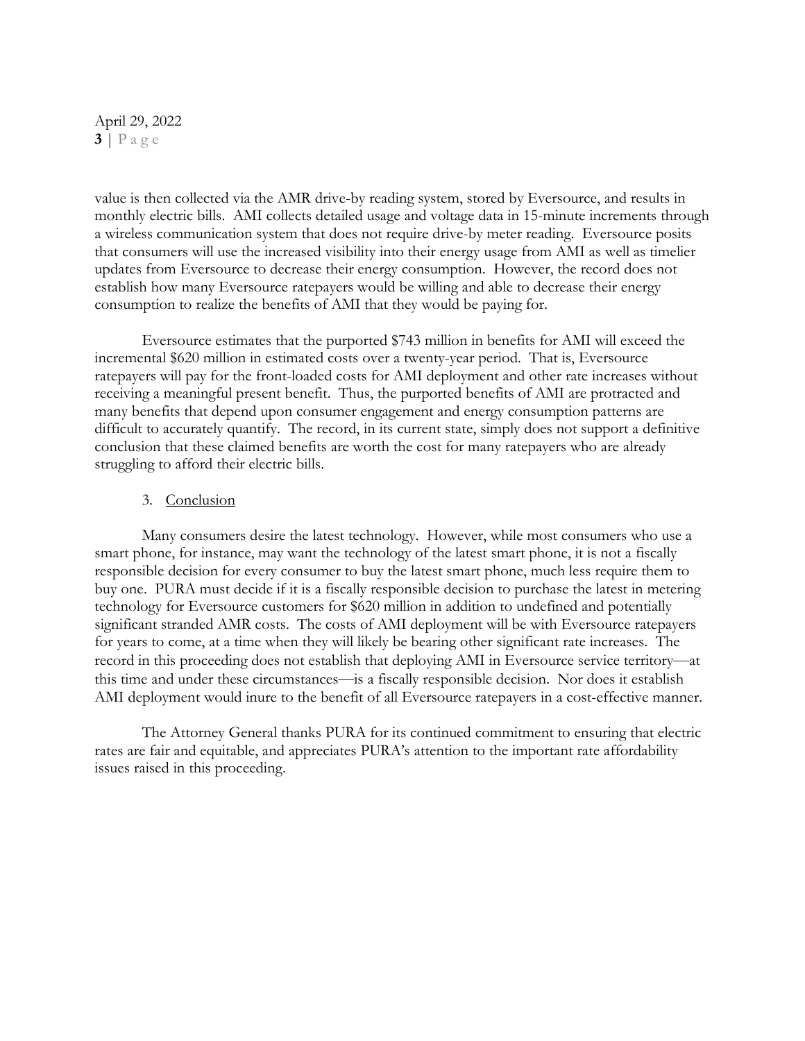value is then collected via the AMR drive-by reading system, stored by Eversource, and results in monthly electric bills. AMI collects detailed usage and voltage data in 15-minute increments through a wireless communication system that does not require drive-by meter reading. Eversource posits that consumers will use the increased visibility into their energy usage from AMI as well as timelier updates from Eversource to decrease their energy consumption. However, the record does not establish how many Eversource ratepayers would be willing and able to decrease their energy consumption to realize the benefits of AMI that they would be paying for.

Eversource estimates that the purported $743 million in benefits for AMI will exceed the incremental $620 million in estimated costs over a twenty-year period. That is, Eversource ratepayers will pay for the front-loaded costs for AMI deployment and other rate increases without receiving a meaningful present benefit. Thus, the purported benefits of AMI are protracted and many benefits that depend upon consumer engagement and energy consumption patterns are difficult to accurately quantify. The record, in its current state, simply does not support a definitive conclusion that these claimed benefits are worth the cost for many ratepayers who are already struggling to afford their electric bills.

3. Conclusion

Many consumers desire the latest technology. However, while most consumers who use a smart phone, for instance, may want the technology of the latest smart phone, it is not a fiscally responsible decision for every consumer to buy the latest smart phone, much less require them to buy one. PURA must decide if it is a fiscally responsible decision to purchase the latest in metering technology for Eversource customers for $620 million in addition to undefined and potentially significant stranded AMR costs. The costs of AMI deployment will be with Eversource ratepayers for years to come, at a time when they will likely be bearing other significant rate increases. The record in this proceeding does not establish that deploying AMI in Eversource service territory—at this time and under these circumstances—is a fiscally responsible decision. Nor does it establish AMI deployment would inure to the benefit of all Eversource ratepayers in a cost-effective manner.

The Attorney General thanks PURA for its continued commitment to ensuring that electric rates are fair and equitable, and appreciates PURA's attention to the important rate affordability issues raised in this proceeding.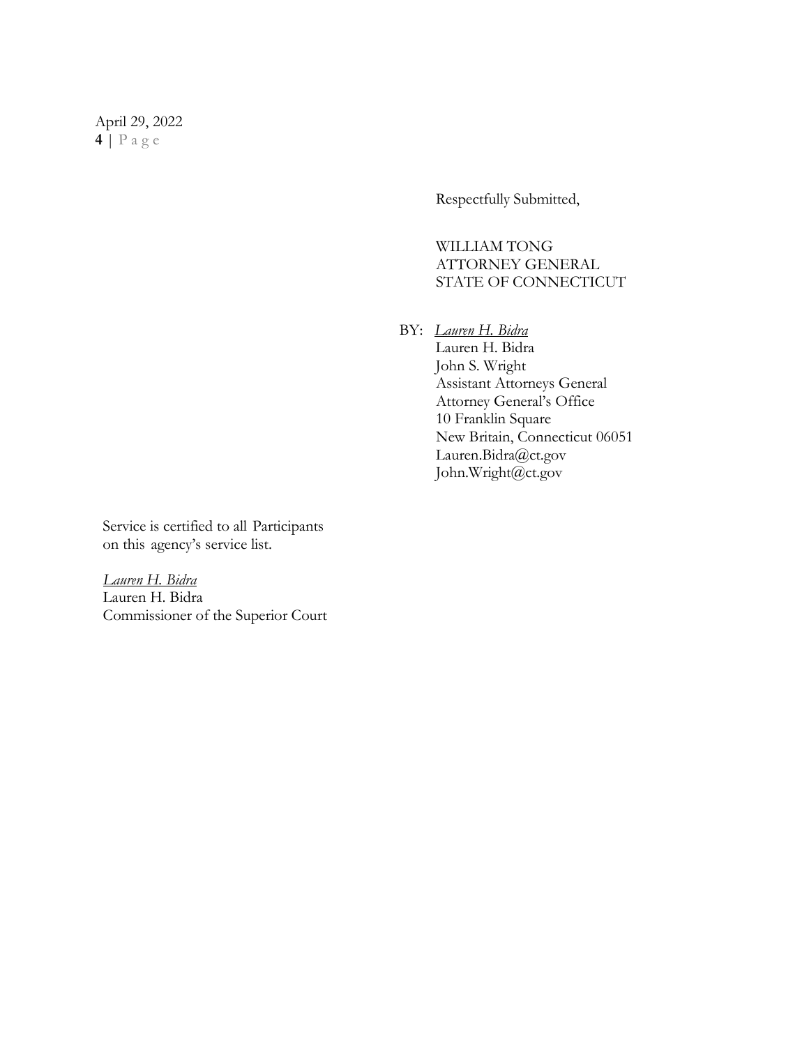Respectfully Submitted,

WILLIAM TONG
ATTORNEY GENERAL
STATE OF CONNECTICUT

BY: *Lauren H. Bidra*
Lauren H. Bidra
John S. Wright
Assistant Attorneys General
Attorney General's Office
10 Franklin Square
New Britain, Connecticut 06051
Lauren.Bidra@ct.gov
John.Wright@ct.gov

Service is certified to all Participants on this agency's service list.

*Lauren H. Bidra*
Lauren H. Bidra
Commissioner of the Superior Court